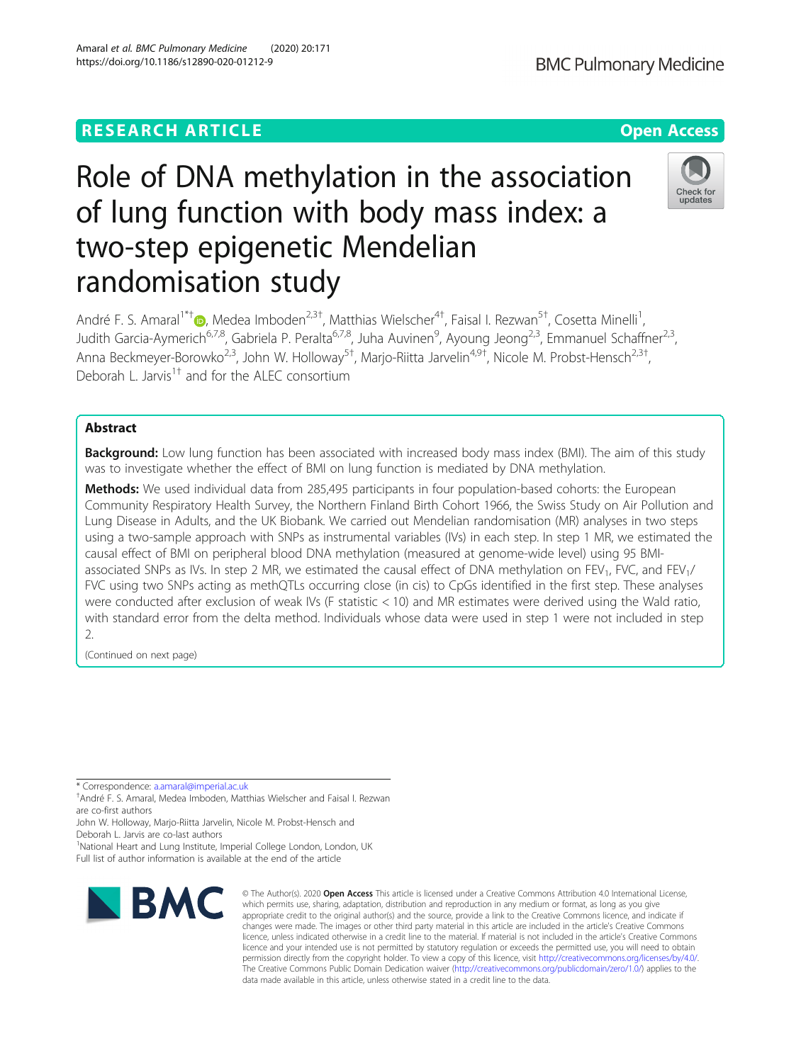RESEARCH ARTICLE

Open Access

# Role of DNA methylation in the association of lung function with body mass index: a two-step epigenetic Mendelian randomisation study

André F. S. Amaral[1*†], Medea Imboden[2,3†], Matthias Wielscher[4†], Faisal I. Rezwan[5†], Cosetta Minelli[1], Judith Garcia-Aymerich[6,7,8], Gabriela P. Peralta[6,7,8], Juha Auvinen[9], Ayoung Jeong[2,3], Emmanuel Schaffner[2,3], Anna Beckmeyer-Borowko[2,3], John W. Holloway[5†], Marjo-Riitta Jarvelin[4,9†], Nicole M. Probst-Hensch[2,3†], Deborah L. Jarvis[1†] and for the ALEC consortium

## Abstract

**Background:** Low lung function has been associated with increased body mass index (BMI). The aim of this study was to investigate whether the effect of BMI on lung function is mediated by DNA methylation.

**Methods:** We used individual data from 285,495 participants in four population-based cohorts: the European Community Respiratory Health Survey, the Northern Finland Birth Cohort 1966, the Swiss Study on Air Pollution and Lung Disease in Adults, and the UK Biobank. We carried out Mendelian randomisation (MR) analyses in two steps using a two-sample approach with SNPs as instrumental variables (IVs) in each step. In step 1 MR, we estimated the causal effect of BMI on peripheral blood DNA methylation (measured at genome-wide level) using 95 BMI-associated SNPs as IVs. In step 2 MR, we estimated the causal effect of DNA methylation on $FEV_1$, FVC, and $FEV_1$/FVC using two SNPs acting as methQTLs occurring close (in cis) to CpGs identified in the first step. These analyses were conducted after exclusion of weak IVs (F statistic < 10) and MR estimates were derived using the Wald ratio, with standard error from the delta method. Individuals whose data were used in step 1 were not included in step 2.

(Continued on next page)

* Correspondence: a.amaral@imperial.ac.uk

†André F. S. Amaral, Medea Imboden, Matthias Wielscher and Faisal I. Rezwan are co-first authors

John W. Holloway, Marjo-Riitta Jarvelin, Nicole M. Probst-Hensch and Deborah L. Jarvis are co-last authors

[1]National Heart and Lung Institute, Imperial College London, London, UK

Full list of author information is available at the end of the article

© The Author(s). 2020 **Open Access** This article is licensed under a Creative Commons Attribution 4.0 International License, which permits use, sharing, adaptation, distribution and reproduction in any medium or format, as long as you give appropriate credit to the original author(s) and the source, provide a link to the Creative Commons licence, and indicate if changes were made. The images or other third party material in this article are included in the article's Creative Commons licence, unless indicated otherwise in a credit line to the material. If material is not included in the article's Creative Commons licence and your intended use is not permitted by statutory regulation or exceeds the permitted use, you will need to obtain permission directly from the copyright holder. To view a copy of this licence, visit http://creativecommons.org/licenses/by/4.0/. The Creative Commons Public Domain Dedication waiver (http://creativecommons.org/publicdomain/zero/1.0/) applies to the data made available in this article, unless otherwise stated in a credit line to the data.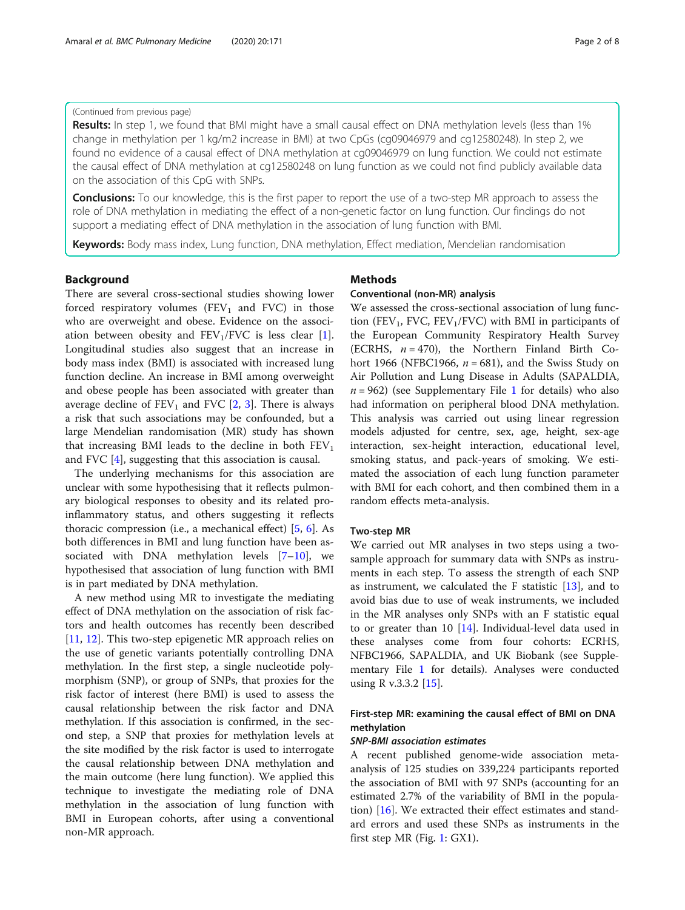(Continued from previous page)

**Results:** In step 1, we found that BMI might have a small causal effect on DNA methylation levels (less than 1% change in methylation per 1 kg/m2 increase in BMI) at two CpGs (cg09046979 and cg12580248). In step 2, we found no evidence of a causal effect of DNA methylation at cg09046979 on lung function. We could not estimate the causal effect of DNA methylation at cg12580248 on lung function as we could not find publicly available data on the association of this CpG with SNPs.

**Conclusions:** To our knowledge, this is the first paper to report the use of a two-step MR approach to assess the role of DNA methylation in mediating the effect of a non-genetic factor on lung function. Our findings do not support a mediating effect of DNA methylation in the association of lung function with BMI.

**Keywords:** Body mass index, Lung function, DNA methylation, Effect mediation, Mendelian randomisation

## Background

There are several cross-sectional studies showing lower forced respiratory volumes ($FEV_1$ and FVC) in those who are overweight and obese. Evidence on the association between obesity and $FEV_1$/FVC is less clear [1]. Longitudinal studies also suggest that an increase in body mass index (BMI) is associated with increased lung function decline. An increase in BMI among overweight and obese people has been associated with greater than average decline of $FEV_1$ and FVC [2, 3]. There is always a risk that such associations may be confounded, but a large Mendelian randomisation (MR) study has shown that increasing BMI leads to the decline in both $FEV_1$ and FVC [4], suggesting that this association is causal.

The underlying mechanisms for this association are unclear with some hypothesising that it reflects pulmonary biological responses to obesity and its related pro-inflammatory status, and others suggesting it reflects thoracic compression (i.e., a mechanical effect) [5, 6]. As both differences in BMI and lung function have been associated with DNA methylation levels [7–10], we hypothesised that association of lung function with BMI is in part mediated by DNA methylation.

A new method using MR to investigate the mediating effect of DNA methylation on the association of risk factors and health outcomes has recently been described [11, 12]. This two-step epigenetic MR approach relies on the use of genetic variants potentially controlling DNA methylation. In the first step, a single nucleotide polymorphism (SNP), or group of SNPs, that proxies for the risk factor of interest (here BMI) is used to assess the causal relationship between the risk factor and DNA methylation. If this association is confirmed, in the second step, a SNP that proxies for methylation levels at the site modified by the risk factor is used to interrogate the causal relationship between DNA methylation and the main outcome (here lung function). We applied this technique to investigate the mediating role of DNA methylation in the association of lung function with BMI in European cohorts, after using a conventional non-MR approach.

## Methods

### Conventional (non-MR) analysis

We assessed the cross-sectional association of lung function ($FEV_1$, FVC, $FEV_1$/FVC) with BMI in participants of the European Community Respiratory Health Survey (ECRHS, $n = 470$), the Northern Finland Birth Cohort 1966 (NFBC1966, $n = 681$), and the Swiss Study on Air Pollution and Lung Disease in Adults (SAPALDIA, $n = 962$) (see Supplementary File 1 for details) who also had information on peripheral blood DNA methylation. This analysis was carried out using linear regression models adjusted for centre, sex, age, height, sex-age interaction, sex-height interaction, educational level, smoking status, and pack-years of smoking. We estimated the association of each lung function parameter with BMI for each cohort, and then combined them in a random effects meta-analysis.

### Two-step MR

We carried out MR analyses in two steps using a two-sample approach for summary data with SNPs as instruments in each step. To assess the strength of each SNP as instrument, we calculated the F statistic [13], and to avoid bias due to use of weak instruments, we included in the MR analyses only SNPs with an F statistic equal to or greater than 10 [14]. Individual-level data used in these analyses come from four cohorts: ECRHS, NFBC1966, SAPALDIA, and UK Biobank (see Supplementary File 1 for details). Analyses were conducted using R v.3.3.2 [15].

### First-step MR: examining the causal effect of BMI on DNA methylation

#### *SNP-BMI association estimates*

A recent published genome-wide association meta-analysis of 125 studies on 339,224 participants reported the association of BMI with 97 SNPs (accounting for an estimated 2.7% of the variability of BMI in the population) [16]. We extracted their effect estimates and standard errors and used these SNPs as instruments in the first step MR (Fig. 1: GX1).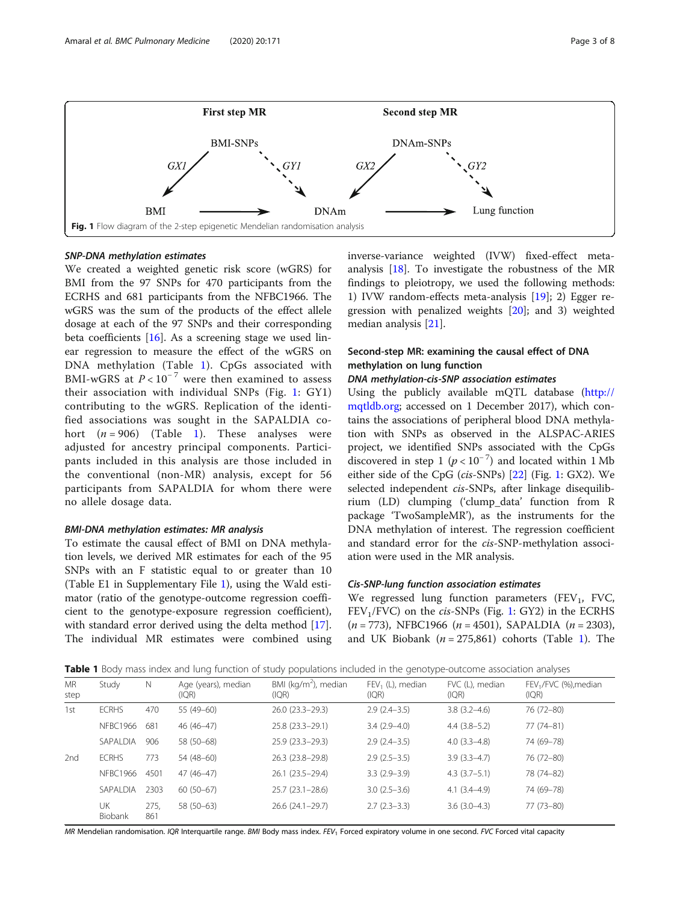First step MR

Second step MR

BMI-SNPs, GX1, GY1, BMI, DNAm, DNAm-SNPs, GX2, GY2, Lung function

**Fig. 1** Flow diagram of the 2-step epigenetic Mendelian randomisation analysis

#### *SNP-DNA methylation estimates*

We created a weighted genetic risk score (wGRS) for BMI from the 97 SNPs for 470 participants from the ECRHS and 681 participants from the NFBC1966. The wGRS was the sum of the products of the effect allele dosage at each of the 97 SNPs and their corresponding beta coefficients [16]. As a screening stage we used linear regression to measure the effect of the wGRS on DNA methylation (Table 1). CpGs associated with BMI-wGRS at $P < 10^{-7}$ were then examined to assess their association with individual SNPs (Fig. 1: GY1) contributing to the wGRS. Replication of the identified associations was sought in the SAPALDIA cohort ($n = 906$) (Table 1). These analyses were adjusted for ancestry principal components. Participants included in this analysis are those included in the conventional (non-MR) analysis, except for 56 participants from SAPALDIA for whom there were no allele dosage data.

#### *BMI-DNA methylation estimates: MR analysis*

To estimate the causal effect of BMI on DNA methylation levels, we derived MR estimates for each of the 95 SNPs with an F statistic equal to or greater than 10 (Table E1 in Supplementary File 1), using the Wald estimator (ratio of the genotype-outcome regression coefficient to the genotype-exposure regression coefficient), with standard error derived using the delta method [17]. The individual MR estimates were combined using inverse-variance weighted (IVW) fixed-effect meta-analysis [18]. To investigate the robustness of the MR findings to pleiotropy, we used the following methods: 1) IVW random-effects meta-analysis [19]; 2) Egger regression with penalized weights [20]; and 3) weighted median analysis [21].

### Second-step MR: examining the causal effect of DNA methylation on lung function

#### *DNA methylation-cis-SNP association estimates*

Using the publicly available mQTL database (http://mqtldb.org; accessed on 1 December 2017), which contains the associations of peripheral blood DNA methylation with SNPs as observed in the ALSPAC-ARIES project, we identified SNPs associated with the CpGs discovered in step 1 ($p < 10^{-7}$) and located within 1 Mb either side of the CpG (*cis*-SNPs) [22] (Fig. 1: GX2). We selected independent *cis*-SNPs, after linkage disequilibrium (LD) clumping ('clump_data' function from R package 'TwoSampleMR'), as the instruments for the DNA methylation of interest. The regression coefficient and standard error for the *cis*-SNP-methylation association were used in the MR analysis.

#### *Cis-SNP-lung function association estimates*

We regressed lung function parameters ($FEV_1$, FVC, $FEV_1$/FVC) on the *cis*-SNPs (Fig. 1: GY2) in the ECRHS ($n = 773$), NFBC1966 ($n = 4501$), SAPALDIA ($n = 2303$), and UK Biobank ($n = 275{,}861$) cohorts (Table 1). The

**Table 1** Body mass index and lung function of study populations included in the genotype-outcome association analyses

| MR step | Study | N | Age (years), median (IQR) | BMI (kg/m$^2$), median (IQR) | $FEV_1$ (L), median (IQR) | FVC (L), median (IQR) | $FEV_1$/FVC (%),median (IQR) |
|---|---|---|---|---|---|---|---|
| 1st | ECRHS | 470 | 55 (49–60) | 26.0 (23.3–29.3) | 2.9 (2.4–3.5) | 3.8 (3.2–4.6) | 76 (72–80) |
| | NFBC1966 | 681 | 46 (46–47) | 25.8 (23.3–29.1) | 3.4 (2.9–4.0) | 4.4 (3.8–5.2) | 77 (74–81) |
| | SAPALDIA | 906 | 58 (50–68) | 25.9 (23.3–29.3) | 2.9 (2.4–3.5) | 4.0 (3.3–4.8) | 74 (69–78) |
| 2nd | ECRHS | 773 | 54 (48–60) | 26.3 (23.8–29.8) | 2.9 (2.5–3.5) | 3.9 (3.3–4.7) | 76 (72–80) |
| | NFBC1966 | 4501 | 47 (46–47) | 26.1 (23.5–29.4) | 3.3 (2.9–3.9) | 4.3 (3.7–5.1) | 78 (74–82) |
| | SAPALDIA | 2303 | 60 (50–67) | 25.7 (23.1–28.6) | 3.0 (2.5–3.6) | 4.1 (3.4–4.9) | 74 (69–78) |
| | UK Biobank | 275,861 | 58 (50–63) | 26.6 (24.1–29.7) | 2.7 (2.3–3.3) | 3.6 (3.0–4.3) | 77 (73–80) |

*MR* Mendelian randomisation. *IQR* Interquartile range. *BMI* Body mass index. *$FEV_1$* Forced expiratory volume in one second. *FVC* Forced vital capacity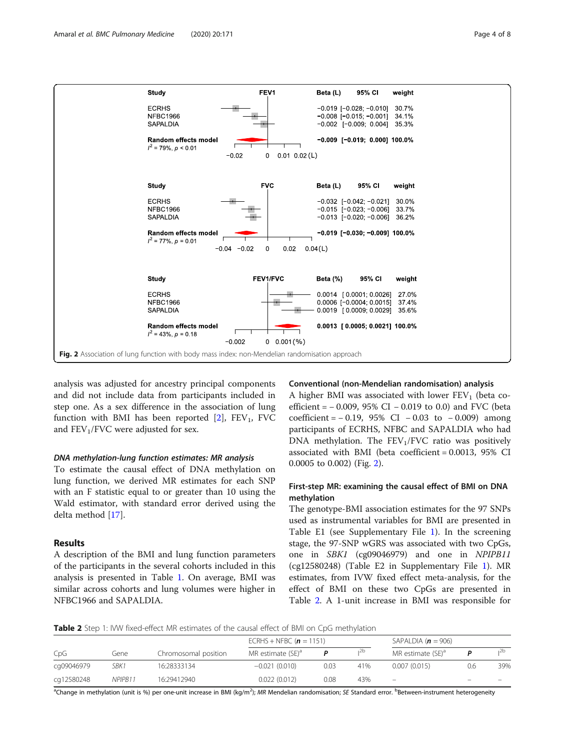Fig. 2 Association of lung function with body mass index: non-Mendelian randomisation approach

analysis was adjusted for ancestry principal components and did not include data from participants included in step one. As a sex difference in the association of lung function with BMI has been reported [2], $FEV_1$, FVC and $FEV_1$/FVC were adjusted for sex.

#### DNA methylation-lung function estimates: MR analysis

To estimate the causal effect of DNA methylation on lung function, we derived MR estimates for each SNP with an F statistic equal to or greater than 10 using the Wald estimator, with standard error derived using the delta method [17].

## Results

A description of the BMI and lung function parameters of the participants in the several cohorts included in this analysis is presented in Table 1. On average, BMI was similar across cohorts and lung volumes were higher in NFBC1966 and SAPALDIA.

### Conventional (non-Mendelian randomisation) analysis

A higher BMI was associated with lower $FEV_1$ (beta coefficient = − 0.009, 95% CI − 0.019 to 0.0) and FVC (beta coefficient = − 0.19, 95% CI − 0.03 to − 0.009) among participants of ECRHS, NFBC and SAPALDIA who had DNA methylation. The $FEV_1$/FVC ratio was positively associated with BMI (beta coefficient = 0.0013, 95% CI 0.0005 to 0.002) (Fig. 2).

### First-step MR: examining the causal effect of BMI on DNA methylation

The genotype-BMI association estimates for the 97 SNPs used as instrumental variables for BMI are presented in Table E1 (see Supplementary File 1). In the screening stage, the 97-SNP wGRS was associated with two CpGs, one in *SBK1* (cg09046979) and one in *NPIPB11* (cg12580248) (Table E2 in Supplementary File 1). MR estimates, from IVW fixed effect meta-analysis, for the effect of BMI on these two CpGs are presented in Table 2. A 1-unit increase in BMI was responsible for

**Table 2** Step 1: IVW fixed-effect MR estimates of the causal effect of BMI on CpG methylation

| | | | ECRHS + NFBC (*n* = 1151) | | | SAPALDIA (*n* = 906) | | |
|---|---|---|---|---|---|---|---|---|
| CpG | Gene | Chromosomal position | MR estimate (SE)[a] | *P* | $I^{2b}$ | MR estimate (SE)[a] | *P* | $I^{2b}$ |
| cg09046979 | *SBK1* | 16:28333134 | −0.021 (0.010) | 0.03 | 41% | 0.007 (0.015) | 0.6 | 39% |
| cg12580248 | *NPIPB11* | 16:29412940 | 0.022 (0.012) | 0.08 | 43% | – | – | – |

[a]Change in methylation (unit is %) per one-unit increase in BMI (kg/$m^2$); *MR* Mendelian randomisation; *SE* Standard error. [b]Between-instrument heterogeneity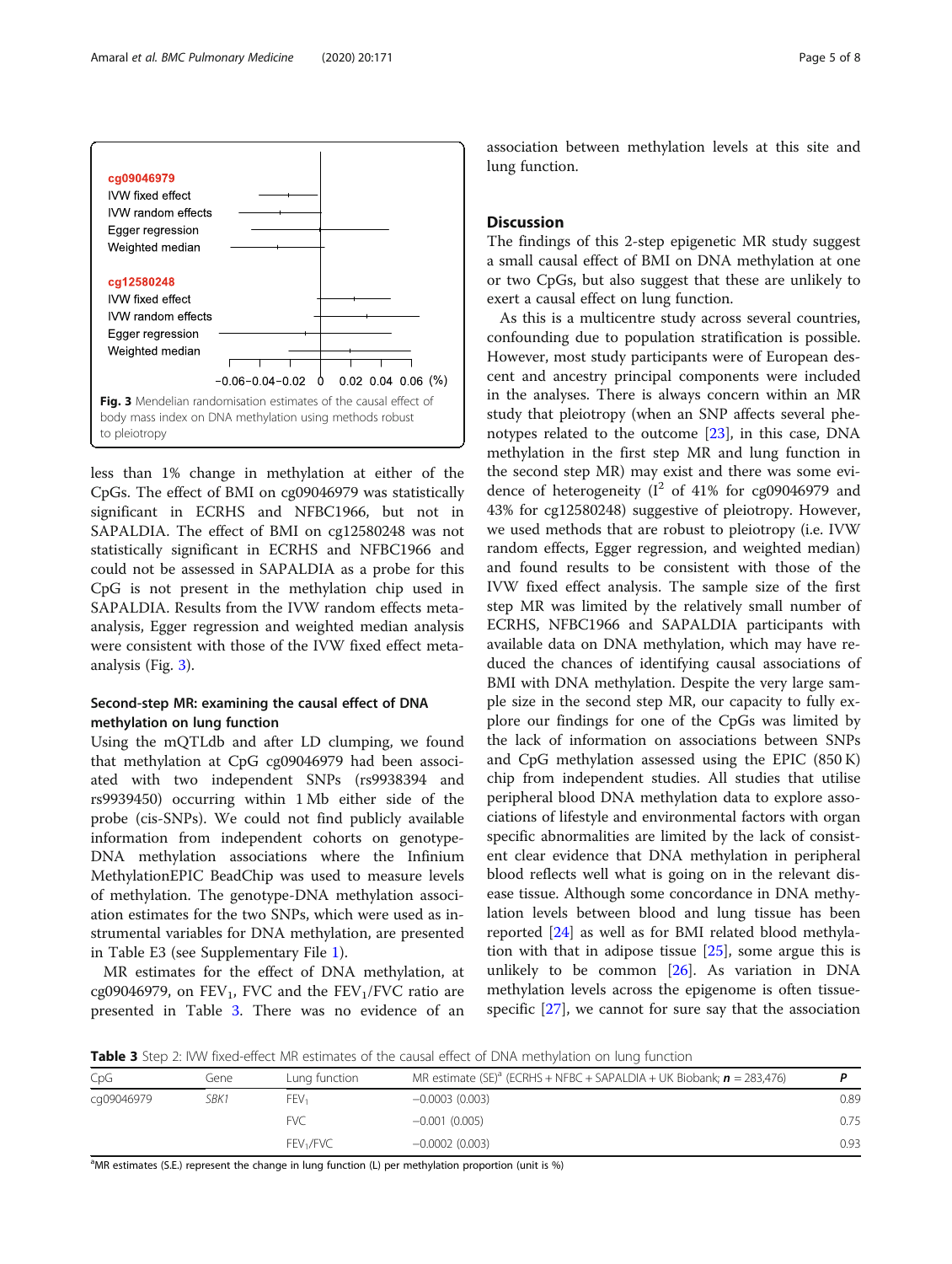Fig. 3 Mendelian randomisation estimates of the causal effect of body mass index on DNA methylation using methods robust to pleiotropy

less than 1% change in methylation at either of the CpGs. The effect of BMI on cg09046979 was statistically significant in ECRHS and NFBC1966, but not in SAPALDIA. The effect of BMI on cg12580248 was not statistically significant in ECRHS and NFBC1966 and could not be assessed in SAPALDIA as a probe for this CpG is not present in the methylation chip used in SAPALDIA. Results from the IVW random effects meta-analysis, Egger regression and weighted median analysis were consistent with those of the IVW fixed effect meta-analysis (Fig. 3).

### Second-step MR: examining the causal effect of DNA methylation on lung function

Using the mQTLdb and after LD clumping, we found that methylation at CpG cg09046979 had been associated with two independent SNPs (rs9938394 and rs9939450) occurring within 1 Mb either side of the probe (cis-SNPs). We could not find publicly available information from independent cohorts on genotype-DNA methylation associations where the Infinium MethylationEPIC BeadChip was used to measure levels of methylation. The genotype-DNA methylation association estimates for the two SNPs, which were used as instrumental variables for DNA methylation, are presented in Table E3 (see Supplementary File 1).

MR estimates for the effect of DNA methylation, at cg09046979, on $FEV_1$, FVC and the $FEV_1$/FVC ratio are presented in Table 3. There was no evidence of an association between methylation levels at this site and lung function.

## Discussion

The findings of this 2-step epigenetic MR study suggest a small causal effect of BMI on DNA methylation at one or two CpGs, but also suggest that these are unlikely to exert a causal effect on lung function.

As this is a multicentre study across several countries, confounding due to population stratification is possible. However, most study participants were of European descent and ancestry principal components were included in the analyses. There is always concern within an MR study that pleiotropy (when an SNP affects several phenotypes related to the outcome [23], in this case, DNA methylation in the first step MR and lung function in the second step MR) may exist and there was some evidence of heterogeneity ($I^2$ of 41% for cg09046979 and 43% for cg12580248) suggestive of pleiotropy. However, we used methods that are robust to pleiotropy (i.e. IVW random effects, Egger regression, and weighted median) and found results to be consistent with those of the IVW fixed effect analysis. The sample size of the first step MR was limited by the relatively small number of ECRHS, NFBC1966 and SAPALDIA participants with available data on DNA methylation, which may have reduced the chances of identifying causal associations of BMI with DNA methylation. Despite the very large sample size in the second step MR, our capacity to fully explore our findings for one of the CpGs was limited by the lack of information on associations between SNPs and CpG methylation assessed using the EPIC (850 K) chip from independent studies. All studies that utilise peripheral blood DNA methylation data to explore associations of lifestyle and environmental factors with organ specific abnormalities are limited by the lack of consistent clear evidence that DNA methylation in peripheral blood reflects well what is going on in the relevant disease tissue. Although some concordance in DNA methylation levels between blood and lung tissue has been reported [24] as well as for BMI related blood methylation with that in adipose tissue [25], some argue this is unlikely to be common [26]. As variation in DNA methylation levels across the epigenome is often tissue-specific [27], we cannot for sure say that the association

**Table 3** Step 2: IVW fixed-effect MR estimates of the causal effect of DNA methylation on lung function

| CpG | Gene | Lung function | MR estimate (SE)[a] (ECRHS + NFBC + SAPALDIA + UK Biobank; ***n*** = 283,476) | ***P*** |
|---|---|---|---|---|
| cg09046979 | *SBK1* | $FEV_1$ | −0.0003 (0.003) | 0.89 |
| | | FVC | −0.001 (0.005) | 0.75 |
| | | $FEV_1$/FVC | −0.0002 (0.003) | 0.93 |

[a]MR estimates (S.E.) represent the change in lung function (L) per methylation proportion (unit is %)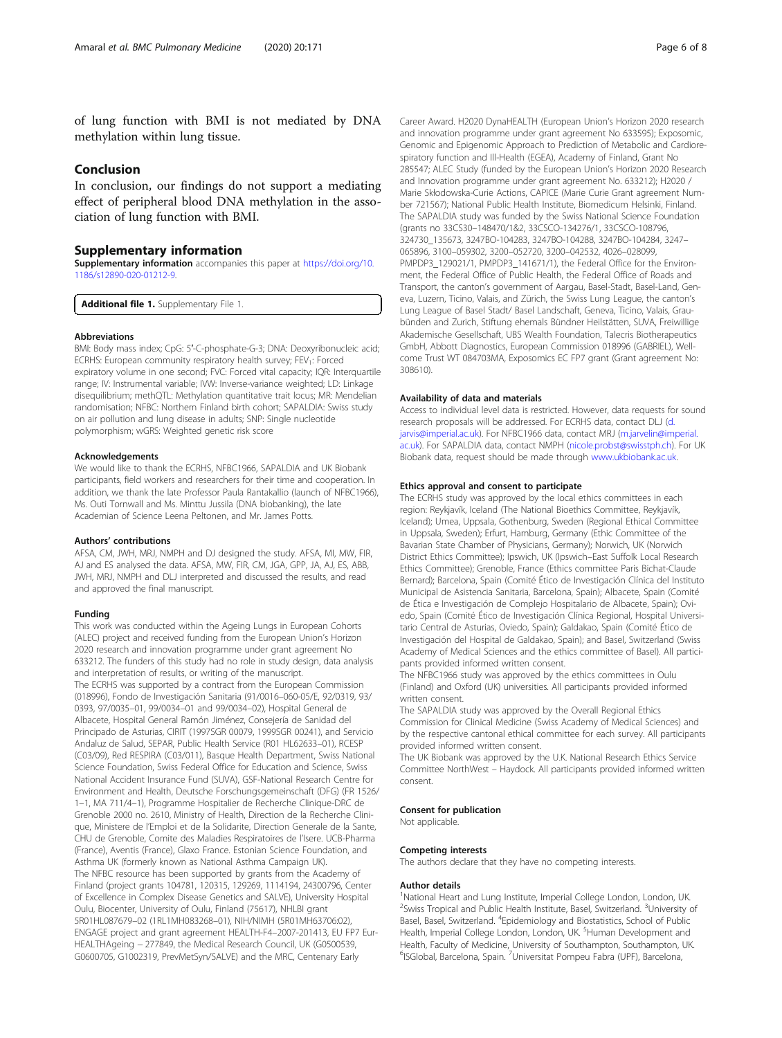of lung function with BMI is not mediated by DNA methylation within lung tissue.

## Conclusion

In conclusion, our findings do not support a mediating effect of peripheral blood DNA methylation in the association of lung function with BMI.

## Supplementary information

**Supplementary information** accompanies this paper at https://doi.org/10.1186/s12890-020-01212-9.

**Additional file 1.** Supplementary File 1.

### Abbreviations

BMI: Body mass index; CpG: 5′-C-phosphate-G-3; DNA: Deoxyribonucleic acid; ECRHS: European community respiratory health survey; $FEV_1$: Forced expiratory volume in one second; FVC: Forced vital capacity; IQR: Interquartile range; IV: Instrumental variable; IVW: Inverse-variance weighted; LD: Linkage disequilibrium; methQTL: Methylation quantitative trait locus; MR: Mendelian randomisation; NFBC: Northern Finland birth cohort; SAPALDIA: Swiss study on air pollution and lung disease in adults; SNP: Single nucleotide polymorphism; wGRS: Weighted genetic risk score

### Acknowledgements

We would like to thank the ECRHS, NFBC1966, SAPALDIA and UK Biobank participants, field workers and researchers for their time and cooperation. In addition, we thank the late Professor Paula Rantakallio (launch of NFBC1966), Ms. Outi Tornwall and Ms. Minttu Jussila (DNA biobanking), the late Academian of Science Leena Peltonen, and Mr. James Potts.

### Authors' contributions

AFSA, CM, JWH, MRJ, NMPH and DJ designed the study. AFSA, MI, MW, FIR, AJ and ES analysed the data. AFSA, MW, FIR, CM, JGA, GPP, JA, AJ, ES, ABB, JWH, MRJ, NMPH and DLJ interpreted and discussed the results, and read and approved the final manuscript.

### Funding

This work was conducted within the Ageing Lungs in European Cohorts (ALEC) project and received funding from the European Union's Horizon 2020 research and innovation programme under grant agreement No 633212. The funders of this study had no role in study design, data analysis and interpretation of results, or writing of the manuscript.
The ECRHS was supported by a contract from the European Commission (018996), Fondo de Investigación Sanitaria (91/0016–060-05/E, 92/0319, 93/0393, 97/0035–01, 99/0034–01 and 99/0034–02), Hospital General de Albacete, Hospital General Ramón Jiménez, Consejería de Sanidad del Principado de Asturias, CIRIT (1997SGR 00079, 1999SGR 00241), and Servicio Andaluz de Salud, SEPAR, Public Health Service (R01 HL62633–01), RCESP (C03/09), Red RESPIRA (C03/011), Basque Health Department, Swiss National Science Foundation, Swiss Federal Office for Education and Science, Swiss National Accident Insurance Fund (SUVA), GSF-National Research Centre for Environment and Health, Deutsche Forschungsgemeinschaft (DFG) (FR 1526/1–1, MA 711/4–1), Programme Hospitalier de Recherche Clinique-DRC de Grenoble 2000 no. 2610, Ministry of Health, Direction de la Recherche Clinique, Ministere de l'Emploi et de la Solidarite, Direction Generale de la Sante, CHU de Grenoble, Comite des Maladies Respiratoires de l'Isere. UCB-Pharma (France), Aventis (France), Glaxo France. Estonian Science Foundation, and Asthma UK (formerly known as National Asthma Campaign UK).
The NFBC resource has been supported by grants from the Academy of Finland (project grants 104781, 120315, 129269, 1114194, 24300796, Center of Excellence in Complex Disease Genetics and SALVE), University Hospital Oulu, Biocenter, University of Oulu, Finland (75617), NHLBI grant 5R01HL087679–02 (1RL1MH083268–01), NIH/NIMH (5R01MH63706:02), ENGAGE project and grant agreement HEALTH-F4–2007-201413, EU FP7 EurHEALTHAgeing – 277849, the Medical Research Council, UK (G0500539, G0600705, G1002319, PrevMetSyn/SALVE) and the MRC, Centenary Early Career Award. H2020 DynaHEALTH (European Union's Horizon 2020 research and innovation programme under grant agreement No 633595); Exposomic, Genomic and Epigenomic Approach to Prediction of Metabolic and Cardiorespiratory function and Ill-Health (EGEA), Academy of Finland, Grant No 285547; ALEC Study (funded by the European Union's Horizon 2020 Research and Innovation programme under grant agreement No. 633212); H2020 / Marie Skłodowska-Curie Actions, CAPICE (Marie Curie Grant agreement Number 721567); National Public Health Institute, Biomedicum Helsinki, Finland.
The SAPALDIA study was funded by the Swiss National Science Foundation (grants no 33CS30–148470/1&2, 33CSCO-134276/1, 33CSCO-108796, 324730_135673, 3247BO-104283, 3247BO-104288, 3247BO-104284, 3247–065896, 3100–059302, 3200–052720, 3200–042532, 4026–028099, PMPDP3_129021/1, PMPDP3_141671/1), the Federal Office for the Environment, the Federal Office of Public Health, the Federal Office of Roads and Transport, the canton's government of Aargau, Basel-Stadt, Basel-Land, Geneva, Luzern, Ticino, Valais, and Zürich, the Swiss Lung League, the canton's Lung League of Basel Stadt/ Basel Landschaft, Geneva, Ticino, Valais, Graubünden and Zurich, Stiftung ehemals Bündner Heilstätten, SUVA, Freiwillige Akademische Gesellschaft, UBS Wealth Foundation, Talecris Biotherapeutics GmbH, Abbott Diagnostics, European Commission 018996 (GABRIEL), Wellcome Trust WT 084703MA, Exposomics EC FP7 grant (Grant agreement No: 308610).

### Availability of data and materials

Access to individual level data is restricted. However, data requests for sound research proposals will be addressed. For ECRHS data, contact DLJ (d.jarvis@imperial.ac.uk). For NFBC1966 data, contact MRJ (m.jarvelin@imperial.ac.uk). For SAPALDIA data, contact NMPH (nicole.probst@swisstph.ch). For UK Biobank data, request should be made through www.ukbiobank.ac.uk.

### Ethics approval and consent to participate

The ECRHS study was approved by the local ethics committees in each region: Reykjavík, Iceland (The National Bioethics Committee, Reykjavík, Iceland); Umea, Uppsala, Gothenburg, Sweden (Regional Ethical Committee in Uppsala, Sweden); Erfurt, Hamburg, Germany (Ethic Committee of the Bavarian State Chamber of Physicians, Germany); Norwich, UK (Norwich District Ethics Committee); Ipswich, UK (Ipswich–East Suffolk Local Research Ethics Committee); Grenoble, France (Ethics committee Paris Bichat-Claude Bernard); Barcelona, Spain (Comité Ético de Investigación Clínica del Instituto Municipal de Asistencia Sanitaria, Barcelona, Spain); Albacete, Spain (Comité de Ética e Investigación de Complejo Hospitalario de Albacete, Spain); Oviedo, Spain (Comité Ético de Investigación Clínica Regional, Hospital Universitario Central de Asturias, Oviedo, Spain); Galdakao, Spain (Comité Ético de Investigación del Hospital de Galdakao, Spain); and Basel, Switzerland (Swiss Academy of Medical Sciences and the ethics committee of Basel). All participants provided informed written consent.
The NFBC1966 study was approved by the ethics committees in Oulu (Finland) and Oxford (UK) universities. All participants provided informed written consent.
The SAPALDIA study was approved by the Overall Regional Ethics Commission for Clinical Medicine (Swiss Academy of Medical Sciences) and by the respective cantonal ethical committee for each survey. All participants provided informed written consent.
The UK Biobank was approved by the U.K. National Research Ethics Service Committee NorthWest – Haydock. All participants provided informed written consent.

### Consent for publication

Not applicable.

### Competing interests

The authors declare that they have no competing interests.

### Author details

[1]National Heart and Lung Institute, Imperial College London, London, UK. [2]Swiss Tropical and Public Health Institute, Basel, Switzerland. [3]University of Basel, Basel, Switzerland. [4]Epidemiology and Biostatistics, School of Public Health, Imperial College London, London, UK. [5]Human Development and Health, Faculty of Medicine, University of Southampton, Southampton, UK. [6]ISGlobal, Barcelona, Spain. [7]Universitat Pompeu Fabra (UPF), Barcelona,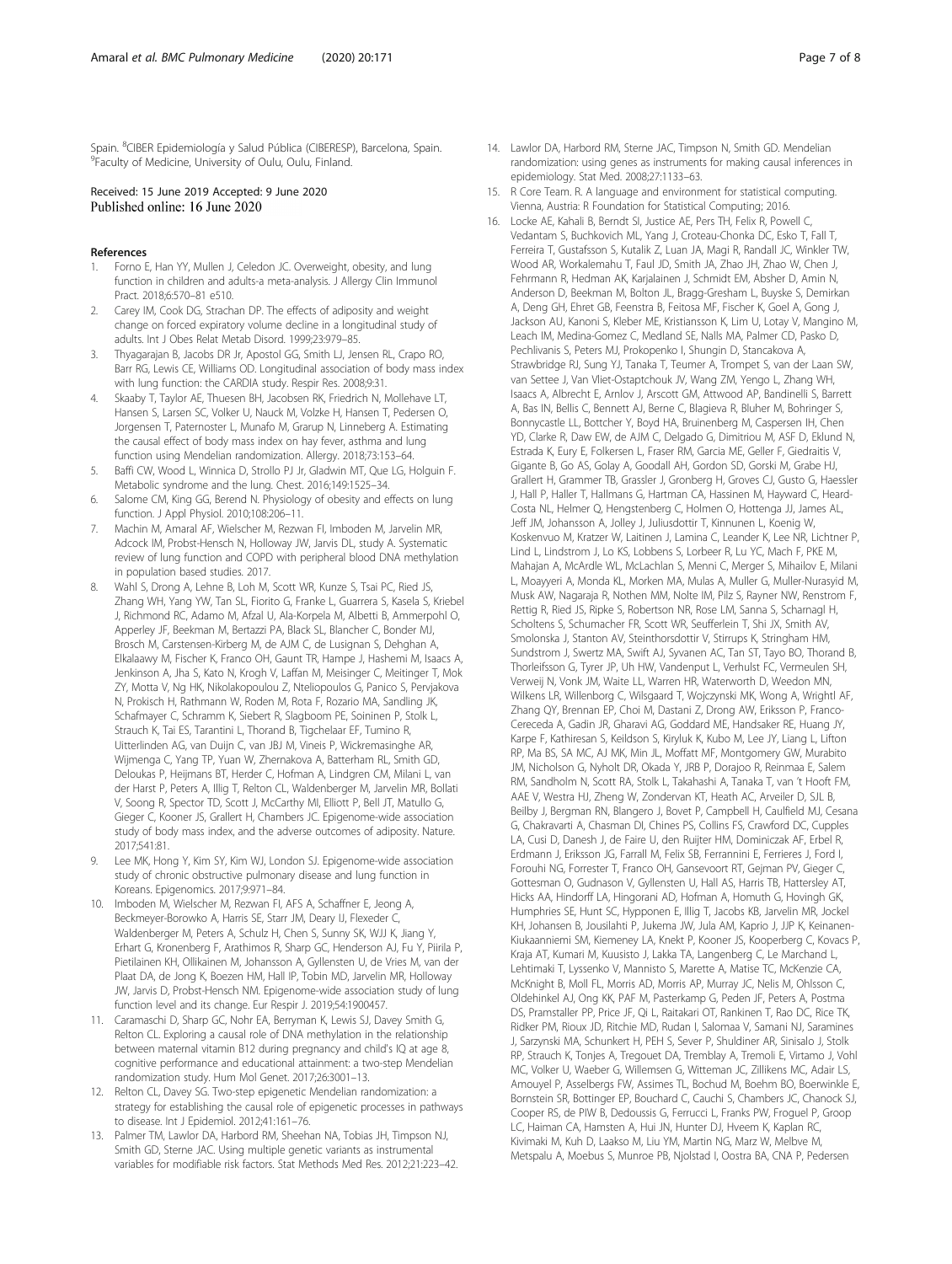Spain. [8]CIBER Epidemiología y Salud Pública (CIBERESP), Barcelona, Spain. [9]Faculty of Medicine, University of Oulu, Oulu, Finland.

Received: 15 June 2019 Accepted: 9 June 2020
Published online: 16 June 2020

## References

1. Forno E, Han YY, Mullen J, Celedon JC. Overweight, obesity, and lung function in children and adults-a meta-analysis. J Allergy Clin Immunol Pract. 2018;6:570–81 e510.
2. Carey IM, Cook DG, Strachan DP. The effects of adiposity and weight change on forced expiratory volume decline in a longitudinal study of adults. Int J Obes Relat Metab Disord. 1999;23:979–85.
3. Thyagarajan B, Jacobs DR Jr, Apostol GG, Smith LJ, Jensen RL, Crapo RO, Barr RG, Lewis CE, Williams OD. Longitudinal association of body mass index with lung function: the CARDIA study. Respir Res. 2008;9:31.
4. Skaaby T, Taylor AE, Thuesen BH, Jacobsen RK, Friedrich N, Mollehave LT, Hansen S, Larsen SC, Volker U, Nauck M, Volzke H, Hansen T, Pedersen O, Jorgensen T, Paternoster L, Munafo M, Grarup N, Linneberg A. Estimating the causal effect of body mass index on hay fever, asthma and lung function using Mendelian randomization. Allergy. 2018;73:153–64.
5. Baffi CW, Wood L, Winnica D, Strollo PJ Jr, Gladwin MT, Que LG, Holguin F. Metabolic syndrome and the lung. Chest. 2016;149:1525–34.
6. Salome CM, King GG, Berend N. Physiology of obesity and effects on lung function. J Appl Physiol. 2010;108:206–11.
7. Machin M, Amaral AF, Wielscher M, Rezwan FI, Imboden M, Jarvelin MR, Adcock IM, Probst-Hensch N, Holloway JW, Jarvis DL, study A. Systematic review of lung function and COPD with peripheral blood DNA methylation in population based studies. 2017.
8. Wahl S, Drong A, Lehne B, Loh M, Scott WR, Kunze S, Tsai PC, Ried JS, Zhang WH, Yang YW, Tan SL, Fiorito G, Franke L, Guarrera S, Kasela S, Kriebel J, Richmond RC, Adamo M, Afzal U, Ala-Korpela M, Albetti B, Ammerpohl O, Apperley JF, Beekman M, Bertazzi PA, Black SL, Blancher C, Bonder MJ, Brosch M, Carstensen-Kirberg M, de AJM C, de Lusignan S, Dehghan A, Elkalaawy M, Fischer K, Franco OH, Gaunt TR, Hampe J, Hashemi M, Isaacs A, Jenkinson A, Jha S, Kato N, Krogh V, Laffan M, Meisinger C, Meitinger T, Mok ZY, Motta V, Ng HK, Nikolakopoulou Z, Nteliopoulos G, Panico S, Pervjakova N, Prokisch H, Rathmann W, Roden M, Rota F, Rozario MA, Sandling JK, Schafmayer C, Schramm K, Siebert R, Slagboom PE, Soininen P, Stolk L, Strauch K, Tai ES, Tarantini L, Thorand B, Tigchelaar EF, Tumino R, Uitterlinden AG, van Duijn C, van JBJ M, Vineis P, Wickremasinghe AR, Wijmenga C, Yang TP, Yuan W, Zhernakova A, Batterham RL, Smith GD, Deloukas P, Heijmans BT, Herder C, Hofman A, Lindgren CM, Milani L, van der Harst P, Peters A, Illig T, Relton CL, Waldenberger M, Jarvelin MR, Bollati V, Soong R, Spector TD, Scott J, McCarthy MI, Elliott P, Bell JT, Matullo G, Gieger C, Kooner JS, Grallert H, Chambers JC. Epigenome-wide association study of body mass index, and the adverse outcomes of adiposity. Nature. 2017;541:81.
9. Lee MK, Hong Y, Kim SY, Kim WJ, London SJ. Epigenome-wide association study of chronic obstructive pulmonary disease and lung function in Koreans. Epigenomics. 2017;9:971–84.
10. Imboden M, Wielscher M, Rezwan FI, AFS A, Schaffner E, Jeong A, Beckmeyer-Borowko A, Harris SE, Starr JM, Deary IJ, Flexeder C, Waldenberger M, Peters A, Schulz H, Chen S, Sunny SK, WJJ K, Jiang Y, Erhart G, Kronenberg F, Arathimos R, Sharp GC, Henderson AJ, Fu Y, Piirila P, Pietilainen KH, Ollikainen M, Johansson A, Gyllensten U, de Vries M, van der Plaat DA, de Jong K, Boezen HM, Hall IP, Tobin MD, Jarvelin MR, Holloway JW, Jarvis D, Probst-Hensch NM. Epigenome-wide association study of lung function level and its change. Eur Respir J. 2019;54:1900457.
11. Caramaschi D, Sharp GC, Nohr EA, Berryman K, Lewis SJ, Davey Smith G, Relton CL. Exploring a causal role of DNA methylation in the relationship between maternal vitamin B12 during pregnancy and child's IQ at age 8, cognitive performance and educational attainment: a two-step Mendelian randomization study. Hum Mol Genet. 2017;26:3001–13.
12. Relton CL, Davey SG. Two-step epigenetic Mendelian randomization: a strategy for establishing the causal role of epigenetic processes in pathways to disease. Int J Epidemiol. 2012;41:161–76.
13. Palmer TM, Lawlor DA, Harbord RM, Sheehan NA, Tobias JH, Timpson NJ, Smith GD, Sterne JAC. Using multiple genetic variants as instrumental variables for modifiable risk factors. Stat Methods Med Res. 2012;21:223–42.
14. Lawlor DA, Harbord RM, Sterne JAC, Timpson N, Smith GD. Mendelian randomization: using genes as instruments for making causal inferences in epidemiology. Stat Med. 2008;27:1133–63.
15. R Core Team. R. A language and environment for statistical computing. Vienna, Austria: R Foundation for Statistical Computing; 2016.
16. Locke AE, Kahali B, Berndt SI, Justice AE, Pers TH, Felix R, Powell C, Vedantam S, Buchkovich ML, Yang J, Croteau-Chonka DC, Esko T, Fall T, Ferreira T, Gustafsson S, Kutalik Z, Luan JA, Magi R, Randall JC, Winkler TW, Wood AR, Workalemahu T, Faul JD, Smith JA, Zhao JH, Zhao W, Chen J, Fehrmann R, Hedman AK, Karjalainen J, Schmidt EM, Absher D, Amin N, Anderson D, Beekman M, Bolton JL, Bragg-Gresham L, Buyske S, Demirkan A, Deng GH, Ehret GB, Feenstra B, Feitosa MF, Fischer K, Goel A, Gong J, Jackson AU, Kanoni S, Kleber ME, Kristiansson K, Lim U, Lotay V, Mangino M, Leach IM, Medina-Gomez C, Medland SE, Nalls MA, Palmer CD, Pasko D, Pechlivanis S, Peters MJ, Prokopenko I, Shungin D, Stancakova A, Strawbridge RJ, Sung YJ, Tanaka T, Teumer A, Trompet S, van der Laan SW, van Settee J, Van Vliet-Ostaptchouk JV, Wang ZM, Yengo L, Zhang WH, Isaacs A, Albrecht E, Arnlov J, Arscott GM, Attwood AP, Bandinelli S, Barrett A, Bas IN, Bellis C, Bennett AJ, Berne C, Blagieva R, Bluher M, Bohringer S, Bonnycastle LL, Bottcher Y, Boyd HA, Bruinenberg M, Caspersen IH, Chen YD, Clarke R, Daw EW, de AJM C, Delgado G, Dimitriou M, ASF D, Eklund N, Estrada K, Eury E, Folkersen L, Fraser RM, Garcia ME, Geller F, Giedraitis V, Gigante B, Go AS, Golay A, Goodall AH, Gordon SD, Gorski M, Grabe HJ, Grallert H, Grammer TB, Grassler J, Gronberg H, Groves CJ, Gusto G, Haessler J, Hall P, Haller T, Hallmans G, Hartman CA, Hassinen M, Hayward C, Heard-Costa NL, Helmer Q, Hengstenberg C, Holmen O, Hottenga JJ, James AL, Jeff JM, Johansson A, Jolley J, Juliusdottir T, Kinnunen L, Koenig W, Koskenvuo M, Kratzer W, Laitinen J, Lamina C, Leander K, Lee NR, Lichtner P, Lind L, Lindstrom J, Lo KS, Lobbens S, Lorbeer R, Lu YC, Mach F, PKE M, Mahajan A, McArdle WL, McLachlan S, Menni C, Merger S, Mihailov E, Milani L, Moayyeri A, Monda KL, Morken MA, Mulas A, Muller G, Muller-Nurasyid M, Musk AW, Nagaraja R, Nothen MM, Nolte IM, Pilz S, Rayner NW, Renstrom F, Rettig R, Ried JS, Ripke S, Robertson NR, Rose LM, Sanna S, Scharnagl H, Scholtens S, Schumacher FR, Scott WR, Seufferlein T, Shi JX, Smith AV, Smolonska J, Stanton AV, Steinthorsdottir V, Stirrups K, Stringham HM, Sundstrom J, Swertz MA, Swift AJ, Syvanen AC, Tan ST, Tayo BO, Thorand B, Thorleifsson G, Tyrer JP, Uh HW, Vandenput L, Verhulst FC, Vermeulen SH, Verweij N, Vonk JM, Waite LL, Warren HR, Waterworth D, Weedon MN, Wilkens LR, Willenborg C, Wilsgaard T, Wojczynski MK, Wong A, Wrightl AF, Zhang QY, Brennan EP, Choi M, Dastani Z, Drong AW, Eriksson P, Franco-Cereceda A, Gadin JR, Gharavi AG, Goddard ME, Handsaker RE, Huang JY, Karpe F, Kathiresan S, Keildson S, Kiryluk K, Kubo M, Lee JY, Liang L, Lifton RP, Ma BS, SA MC, AJ MK, Min JL, Moffatt MF, Montgomery GW, Murabito JM, Nicholson G, Nyholt DR, Okada Y, JRB P, Dorajoo R, Reinmaa E, Salem RM, Sandholm N, Scott RA, Stolk L, Takahashi A, Tanaka T, van 't Hooft FM, AAE V, Westra HJ, Zheng W, Zondervan KT, Heath AC, Arveiler D, SJL B, Beilby J, Bergman RN, Blangero J, Bovet P, Campbell H, Caulfield MJ, Cesana G, Chakravarti A, Chasman DI, Chines PS, Collins FS, Crawford DC, Cupples LA, Cusi D, Danesh J, de Faire U, den Ruijter HM, Dominiczak AF, Erbel R, Erdmann J, Eriksson JG, Farrall M, Felix SB, Ferrannini E, Ferrieres J, Ford I, Forouhi NG, Forrester T, Franco OH, Gansevoort RT, Gejman PV, Gieger C, Gottesman O, Gudnason V, Gyllensten U, Hall AS, Harris TB, Hattersley AT, Hicks AA, Hindorff LA, Hingorani AD, Hofman A, Homuth G, Hovingh GK, Humphries SE, Hunt SC, Hypponen E, Illig T, Jacobs KB, Jarvelin MR, Jockel KH, Johansen B, Jousilahti P, Jukema JW, Jula AM, Kaprio J, JJP K, Keinanen-Kiukaanniemi SM, Kiemeney LA, Knekt P, Kooner JS, Kooperberg C, Kovacs P, Kraja AT, Kumari M, Kuusisto J, Lakka TA, Langenberg C, Le Marchand L, Lehtimaki T, Lyssenko V, Mannisto S, Marette A, Matise TC, McKenzie CA, McKnight B, Moll FL, Morris AD, Morris AP, Murray JC, Nelis M, Ohlsson C, Oldehinkel AJ, Ong KK, PAF M, Pasterkamp G, Peden JF, Peters A, Postma DS, Pramstaller PP, Price JF, Qi L, Raitakari OT, Rankinen T, Rao DC, Rice TK, Ridker PM, Rioux JD, Ritchie MD, Rudan I, Salomaa V, Samani NJ, Saramies J, Sarzynski MA, Schunkert H, PEH S, Sever P, Shuldiner AR, Sinisalo J, Stolk RP, Strauch K, Tonjes A, Tregouet DA, Tremblay A, Tremoli E, Virtamo J, Vohl MC, Volker U, Waeber G, Willemsen G, Witteman JC, Zillikens MC, Adair LS, Amouyel P, Asselbergs FW, Assimes TL, Bochud M, Boehm BO, Boerwinkle E, Bornstein SR, Bottinger EP, Bouchard C, Cauchi S, Chambers JC, Chanock SJ, Cooper RS, de PIW B, Dedoussis G, Ferrucci L, Franks PW, Froguel P, Groop LC, Haiman CA, Hamsten A, Hui JN, Hunter DJ, Hveem K, Kaplan RC, Kivimaki M, Kuh D, Laakso M, Liu YM, Martin NG, Marz W, Melbve M, Metspalu A, Moebus S, Munroe PB, Njolstad I, Oostra BA, CNA P, Pedersen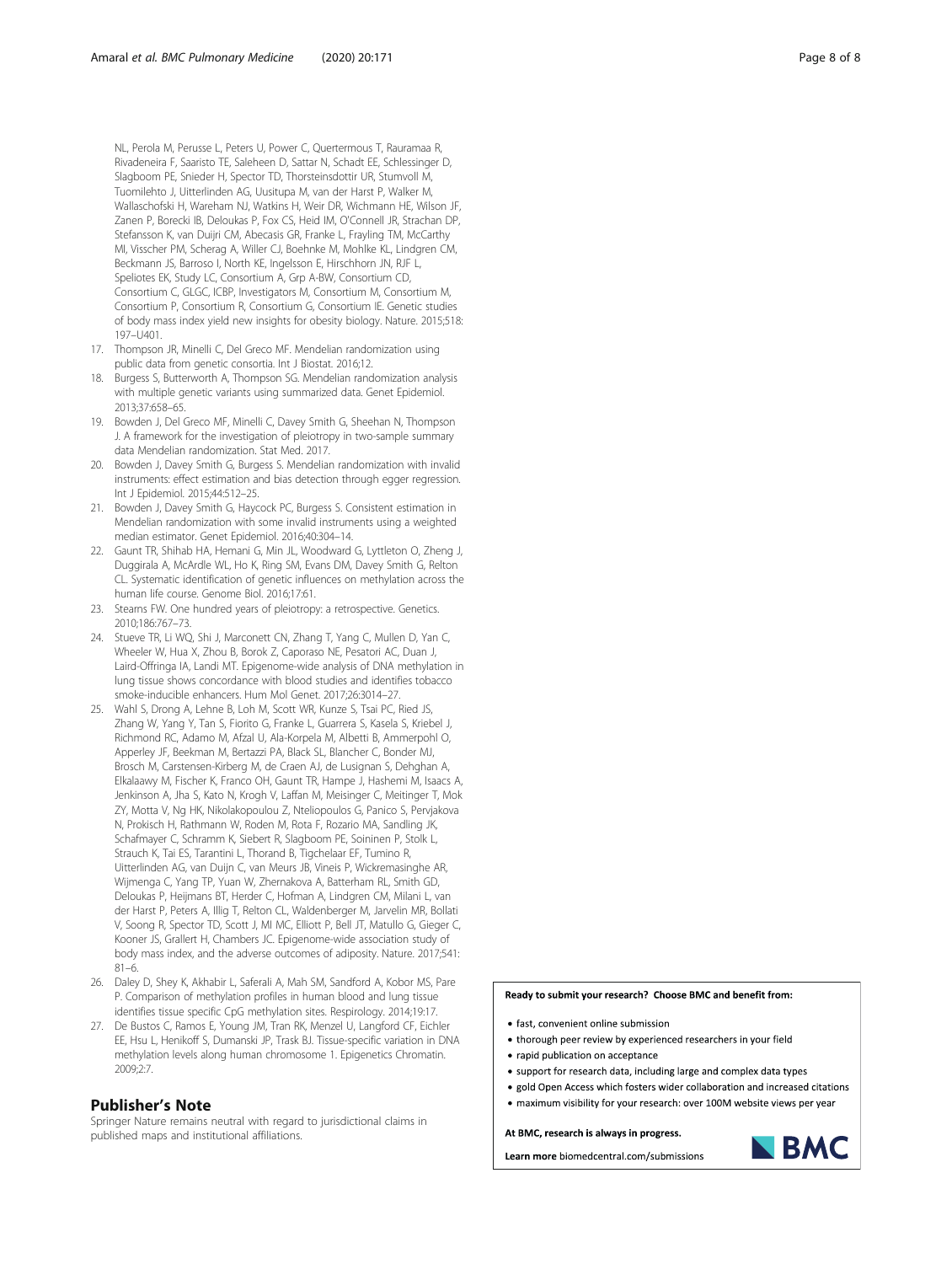NL, Perola M, Perusse L, Peters U, Power C, Quertermous T, Rauramaa R, Rivadeneira F, Saaristo TE, Saleheen D, Sattar N, Schadt EE, Schlessinger D, Slagboom PE, Snieder H, Spector TD, Thorsteinsdottir UR, Stumvoll M, Tuomilehto J, Uitterlinden AG, Uusitupa M, van der Harst P, Walker M, Wallaschofski H, Wareham NJ, Watkins H, Weir DR, Wichmann HE, Wilson JF, Zanen P, Borecki IB, Deloukas P, Fox CS, Heid IM, O'Connell JR, Strachan DP, Stefansson K, van Duijn CM, Abecasis GR, Franke L, Frayling TM, McCarthy MI, Visscher PM, Scherag A, Willer CJ, Boehnke M, Mohlke KL, Lindgren CM, Beckmann JS, Barroso I, North KE, Ingelsson E, Hirschhorn JN, RJF L, Speliotes EK, Study LC, Consortium A, Grp A-BW, Consortium CD, Consortium C, GLGC, ICBP, Investigators M, Consortium M, Consortium M, Consortium P, Consortium R, Consortium G, Consortium IE. Genetic studies of body mass index yield new insights for obesity biology. Nature. 2015;518: 197–U401.

17. Thompson JR, Minelli C, Del Greco MF. Mendelian randomization using public data from genetic consortia. Int J Biostat. 2016;12.
18. Burgess S, Butterworth A, Thompson SG. Mendelian randomization analysis with multiple genetic variants using summarized data. Genet Epidemiol. 2013;37:658–65.
19. Bowden J, Del Greco MF, Minelli C, Davey Smith G, Sheehan N, Thompson J. A framework for the investigation of pleiotropy in two-sample summary data Mendelian randomization. Stat Med. 2017.
20. Bowden J, Davey Smith G, Burgess S. Mendelian randomization with invalid instruments: effect estimation and bias detection through egger regression. Int J Epidemiol. 2015;44:512–25.
21. Bowden J, Davey Smith G, Haycock PC, Burgess S. Consistent estimation in Mendelian randomization with some invalid instruments using a weighted median estimator. Genet Epidemiol. 2016;40:304–14.
22. Gaunt TR, Shihab HA, Hemani G, Min JL, Woodward G, Lyttleton O, Zheng J, Duggirala A, McArdle WL, Ho K, Ring SM, Evans DM, Davey Smith G, Relton CL. Systematic identification of genetic influences on methylation across the human life course. Genome Biol. 2016;17:61.
23. Stearns FW. One hundred years of pleiotropy: a retrospective. Genetics. 2010;186:767–73.
24. Stueve TR, Li WQ, Shi J, Marconett CN, Zhang T, Yang C, Mullen D, Yan C, Wheeler W, Hua X, Zhou B, Borok Z, Caporaso NE, Pesatori AC, Duan J, Laird-Offringa IA, Landi MT. Epigenome-wide analysis of DNA methylation in lung tissue shows concordance with blood studies and identifies tobacco smoke-inducible enhancers. Hum Mol Genet. 2017;26:3014–27.
25. Wahl S, Drong A, Lehne B, Loh M, Scott WR, Kunze S, Tsai PC, Ried JS, Zhang W, Yang Y, Tan S, Fiorito G, Franke L, Guarrera S, Kasela S, Kriebel J, Richmond RC, Adamo M, Afzal U, Ala-Korpela M, Albetti B, Ammerpohl O, Apperley JF, Beekman M, Bertazzi PA, Black SL, Blancher C, Bonder MJ, Brosch M, Carstensen-Kirberg M, de Craen AJ, de Lusignan S, Dehghan A, Elkalaawy M, Fischer K, Franco OH, Gaunt TR, Hampe J, Hashemi M, Isaacs A, Jenkinson A, Jha S, Kato N, Krogh V, Laffan M, Meisinger C, Meitinger T, Mok ZY, Motta V, Ng HK, Nikolakopoulou Z, Nteliopoulos G, Panico S, Pervjakova N, Prokisch H, Rathmann W, Roden M, Rota F, Rozario MA, Sandling JK, Schafmayer C, Schramm K, Siebert R, Slagboom PE, Soininen P, Stolk L, Strauch K, Tai ES, Tarantini L, Thorand B, Tigchelaar EF, Tumino R, Uitterlinden AG, van Duijn C, van Meurs JB, Vineis P, Wickremasinghe AR, Wijmenga C, Yang TP, Yuan W, Zhernakova A, Batterham RL, Smith GD, Deloukas P, Heijmans BT, Herder C, Hofman A, Lindgren CM, Milani L, van der Harst P, Peters A, Illig T, Relton CL, Waldenberger M, Jarvelin MR, Bollati V, Soong R, Spector TD, Scott J, MI MC, Elliott P, Bell JT, Matullo G, Gieger C, Kooner JS, Grallert H, Chambers JC. Epigenome-wide association study of body mass index, and the adverse outcomes of adiposity. Nature. 2017;541: 81–6.
26. Daley D, Shey K, Akhabir L, Saferali A, Mah SM, Sandford A, Kobor MS, Pare P. Comparison of methylation profiles in human blood and lung tissue identifies tissue specific CpG methylation sites. Respirology. 2014;19:17.
27. De Bustos C, Ramos E, Young JM, Tran RK, Menzel U, Langford CF, Eichler EE, Hsu L, Henikoff S, Dumanski JP, Trask BJ. Tissue-specific variation in DNA methylation levels along human chromosome 1. Epigenetics Chromatin. 2009;2:7.

## Publisher's Note

Springer Nature remains neutral with regard to jurisdictional claims in published maps and institutional affiliations.

**Ready to submit your research? Choose BMC and benefit from:**

- fast, convenient online submission
- thorough peer review by experienced researchers in your field
- rapid publication on acceptance
- support for research data, including large and complex data types
- gold Open Access which fosters wider collaboration and increased citations
- maximum visibility for your research: over 100M website views per year

**At BMC, research is always in progress.**

**Learn more** biomedcentral.com/submissions